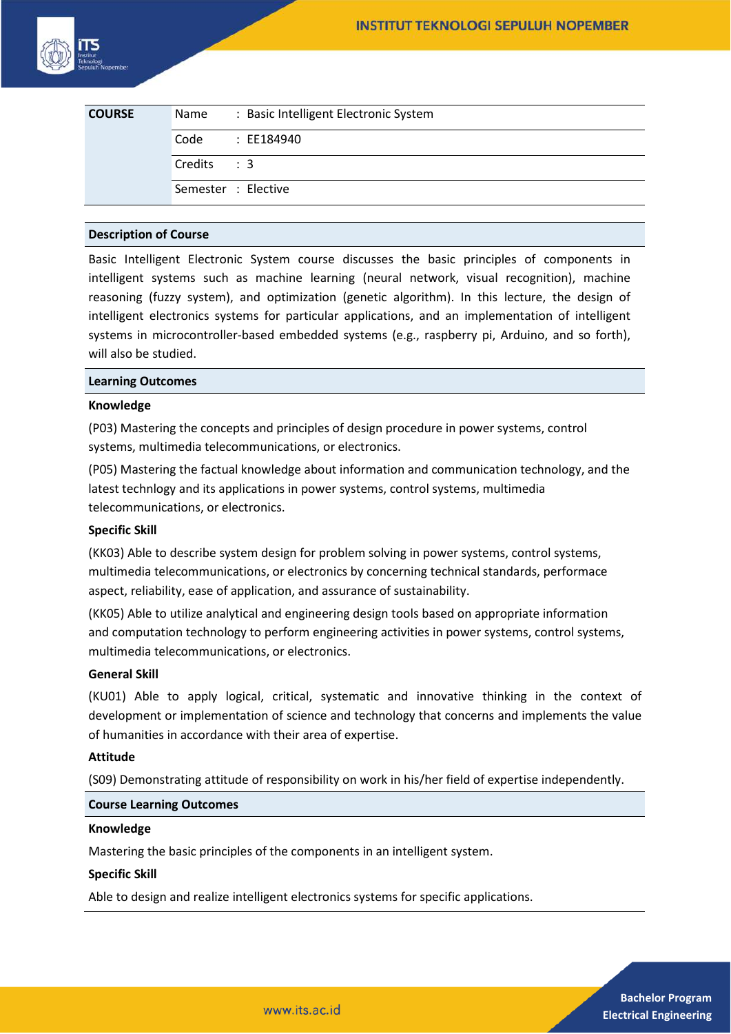| COURSE | Name | : Basic Intelligent Electronic System |
|---|---|---|
| | Code | : EE184940 |
| | Credits | : 3 |
| | Semester | : Elective |

## Description of Course

Basic Intelligent Electronic System course discusses the basic principles of components in intelligent systems such as machine learning (neural network, visual recognition), machine reasoning (fuzzy system), and optimization (genetic algorithm). In this lecture, the design of intelligent electronics systems for particular applications, and an implementation of intelligent systems in microcontroller-based embedded systems (e.g., raspberry pi, Arduino, and so forth), will also be studied.

## Learning Outcomes

### Knowledge

(P03) Mastering the concepts and principles of design procedure in power systems, control systems, multimedia telecommunications, or electronics.

(P05) Mastering the factual knowledge about information and communication technology, and the latest technlogy and its applications in power systems, control systems, multimedia telecommunications, or electronics.

### Specific Skill

(KK03) Able to describe system design for problem solving in power systems, control systems, multimedia telecommunications, or electronics by concerning technical standards, perfomace aspect, reliability, ease of application, and assurance of sustainability.

(KK05) Able to utilize analytical and engineering design tools based on appropriate information and computation technology to perform engineering activities in power systems, control systems, multimedia telecommunications, or electronics.

### General Skill

(KU01) Able to apply logical, critical, systematic and innovative thinking in the context of development or implementation of science and technology that concerns and implements the value of humanities in accordance with their area of expertise.

### Attitude

(S09) Demonstrating attitude of responsibility on work in his/her field of expertise independently.

## Course Learning Outcomes

### Knowledge

Mastering the basic principles of the components in an intelligent system.

### Specific Skill

Able to design and realize intelligent electronics systems for specific applications.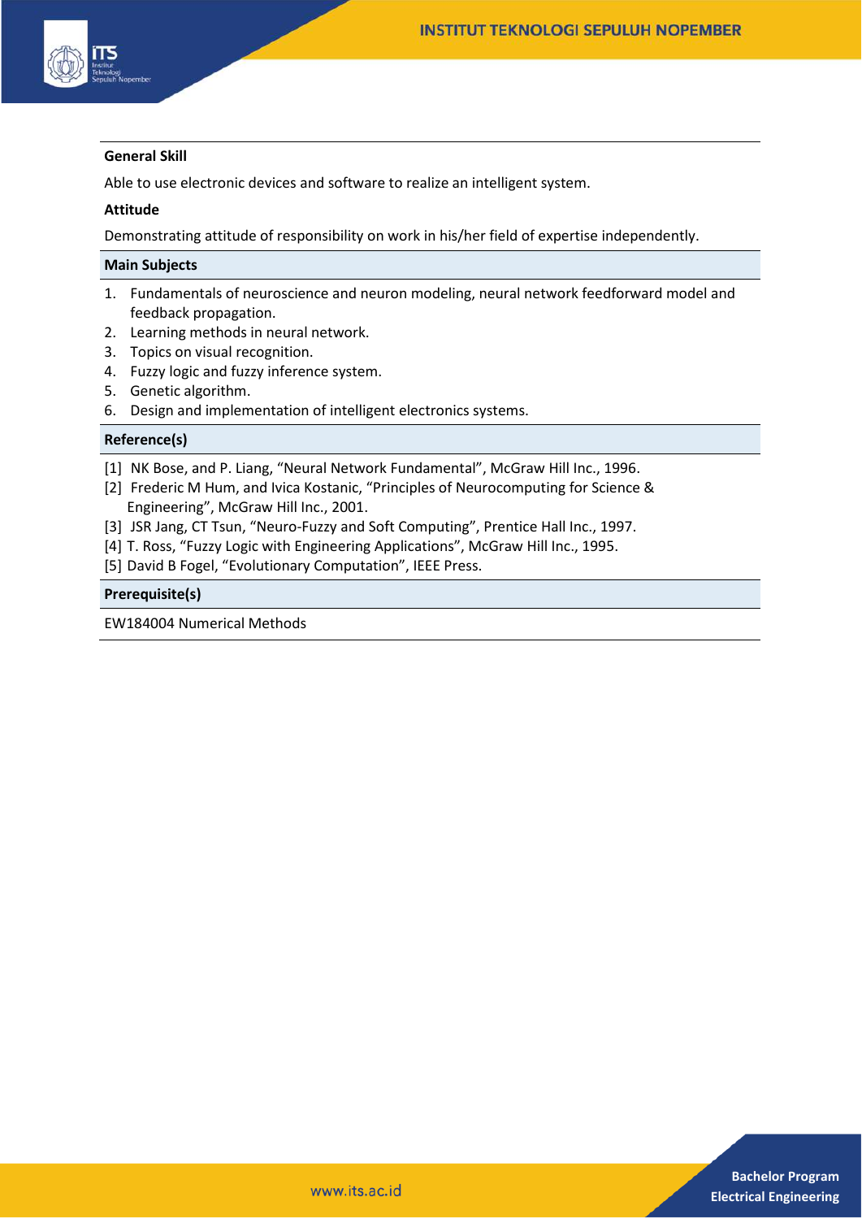**General Skill**

Able to use electronic devices and software to realize an intelligent system.

**Attitude**

Demonstrating attitude of responsibility on work in his/her field of expertise independently.

**Main Subjects**

1. Fundamentals of neuroscience and neuron modeling, neural network feedforward model and feedback propagation.
2. Learning methods in neural network.
3. Topics on visual recognition.
4. Fuzzy logic and fuzzy inference system.
5. Genetic algorithm.
6. Design and implementation of intelligent electronics systems.

**Reference(s)**

[1] NK Bose, and P. Liang, “Neural Network Fundamental”, McGraw Hill Inc., 1996.
[2] Frederic M Hum, and Ivica Kostanic, “Principles of Neurocomputing for Science & Engineering”, McGraw Hill Inc., 2001.
[3] JSR Jang, CT Tsun, “Neuro-Fuzzy and Soft Computing”, Prentice Hall Inc., 1997.
[4] T. Ross, “Fuzzy Logic with Engineering Applications”, McGraw Hill Inc., 1995.
[5] David B Fogel, “Evolutionary Computation”, IEEE Press.

**Prerequisite(s)**

EW184004 Numerical Methods